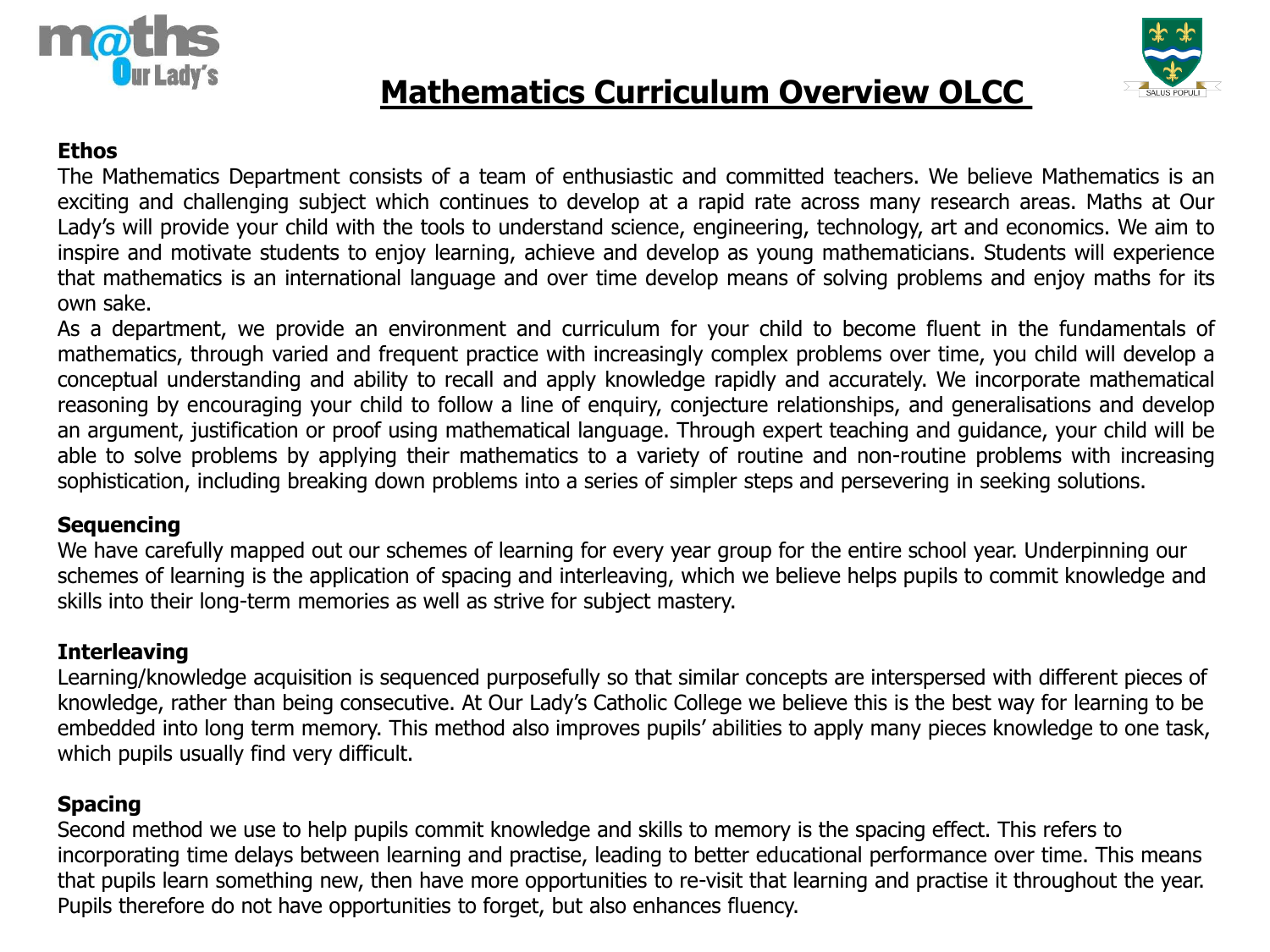# Mathematics Curriculum Overview OLCC

### Ethos

The Mathematics Department consists of a team of enthusiastic and committed teachers. We believe Mathematics is an exciting and challenging subject which continues to develop at a rapid rate across many research areas. Maths at Our Lady's will provide your child with the tools to understand science, engineering, technology, art and economics. We aim to inspire and motivate students to enjoy learning, achieve and develop as young mathematicians. Students will experience that mathematics is an international language and over time develop means of solving problems and enjoy maths for its own sake.

As a department, we provide an environment and curriculum for your child to become fluent in the fundamentals of mathematics, through varied and frequent practice with increasingly complex problems over time, you child will develop a conceptual understanding and ability to recall and apply knowledge rapidly and accurately. We incorporate mathematical reasoning by encouraging your child to follow a line of enquiry, conjecture relationships, and generalisations and develop an argument, justification or proof using mathematical language. Through expert teaching and guidance, your child will be able to solve problems by applying their mathematics to a variety of routine and non-routine problems with increasing sophistication, including breaking down problems into a series of simpler steps and persevering in seeking solutions.

### Sequencing

We have carefully mapped out our schemes of learning for every year group for the entire school year. Underpinning our schemes of learning is the application of spacing and interleaving, which we believe helps pupils to commit knowledge and skills into their long-term memories as well as strive for subject mastery.

### Interleaving

Learning/knowledge acquisition is sequenced purposefully so that similar concepts are interspersed with different pieces of knowledge, rather than being consecutive. At Our Lady's Catholic College we believe this is the best way for learning to be embedded into long term memory. This method also improves pupils' abilities to apply many pieces knowledge to one task, which pupils usually find very difficult.

### Spacing

Second method we use to help pupils commit knowledge and skills to memory is the spacing effect. This refers to incorporating time delays between learning and practise, leading to better educational performance over time. This means that pupils learn something new, then have more opportunities to re-visit that learning and practise it throughout the year. Pupils therefore do not have opportunities to forget, but also enhances fluency.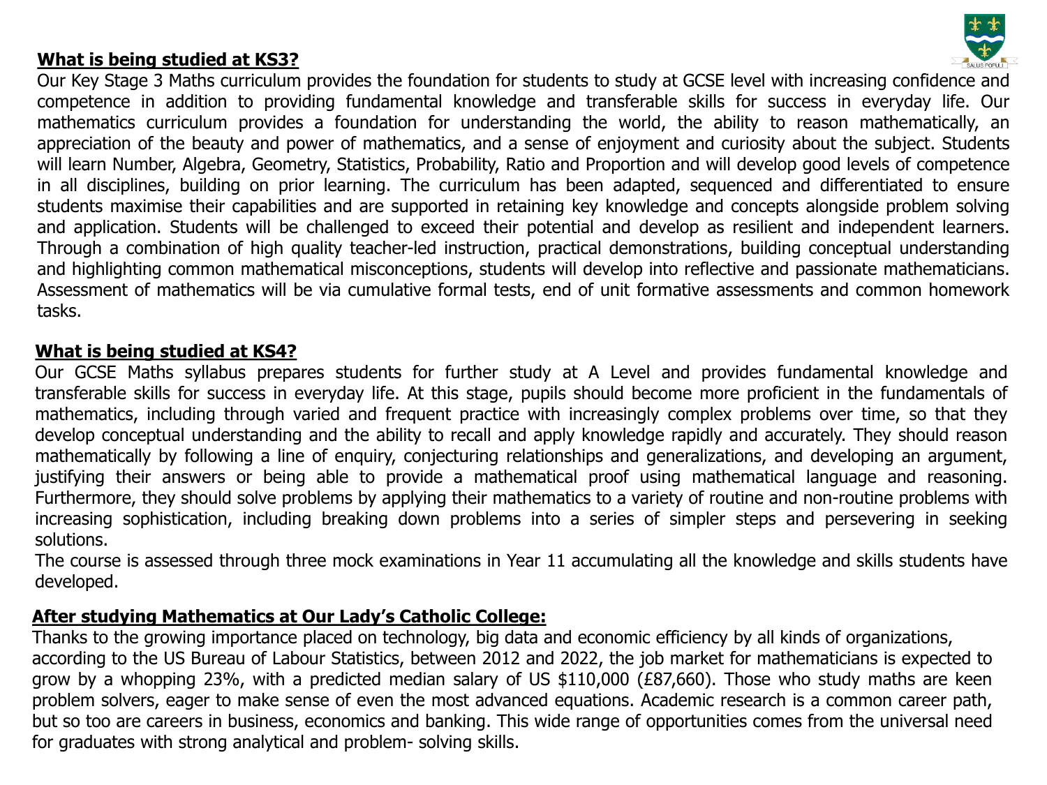**What is being studied at KS3?**

Our Key Stage 3 Maths curriculum provides the foundation for students to study at GCSE level with increasing confidence and competence in addition to providing fundamental knowledge and transferable skills for success in everyday life. Our mathematics curriculum provides a foundation for understanding the world, the ability to reason mathematically, an appreciation of the beauty and power of mathematics, and a sense of enjoyment and curiosity about the subject. Students will learn Number, Algebra, Geometry, Statistics, Probability, Ratio and Proportion and will develop good levels of competence in all disciplines, building on prior learning. The curriculum has been adapted, sequenced and differentiated to ensure students maximise their capabilities and are supported in retaining key knowledge and concepts alongside problem solving and application. Students will be challenged to exceed their potential and develop as resilient and independent learners. Through a combination of high quality teacher-led instruction, practical demonstrations, building conceptual understanding and highlighting common mathematical misconceptions, students will develop into reflective and passionate mathematicians. Assessment of mathematics will be via cumulative formal tests, end of unit formative assessments and common homework tasks.

**What is being studied at KS4?**

Our GCSE Maths syllabus prepares students for further study at A Level and provides fundamental knowledge and transferable skills for success in everyday life. At this stage, pupils should become more proficient in the fundamentals of mathematics, including through varied and frequent practice with increasingly complex problems over time, so that they develop conceptual understanding and the ability to recall and apply knowledge rapidly and accurately. They should reason mathematically by following a line of enquiry, conjecturing relationships and generalizations, and developing an argument, justifying their answers or being able to provide a mathematical proof using mathematical language and reasoning. Furthermore, they should solve problems by applying their mathematics to a variety of routine and non-routine problems with increasing sophistication, including breaking down problems into a series of simpler steps and persevering in seeking solutions.

The course is assessed through three mock examinations in Year 11 accumulating all the knowledge and skills students have developed.

**After studying Mathematics at Our Lady's Catholic College:**

Thanks to the growing importance placed on technology, big data and economic efficiency by all kinds of organizations, according to the US Bureau of Labour Statistics, between 2012 and 2022, the job market for mathematicians is expected to grow by a whopping 23%, with a predicted median salary of US $110,000 (£87,660). Those who study maths are keen problem solvers, eager to make sense of even the most advanced equations. Academic research is a common career path, but so too are careers in business, economics and banking. This wide range of opportunities comes from the universal need for graduates with strong analytical and problem- solving skills.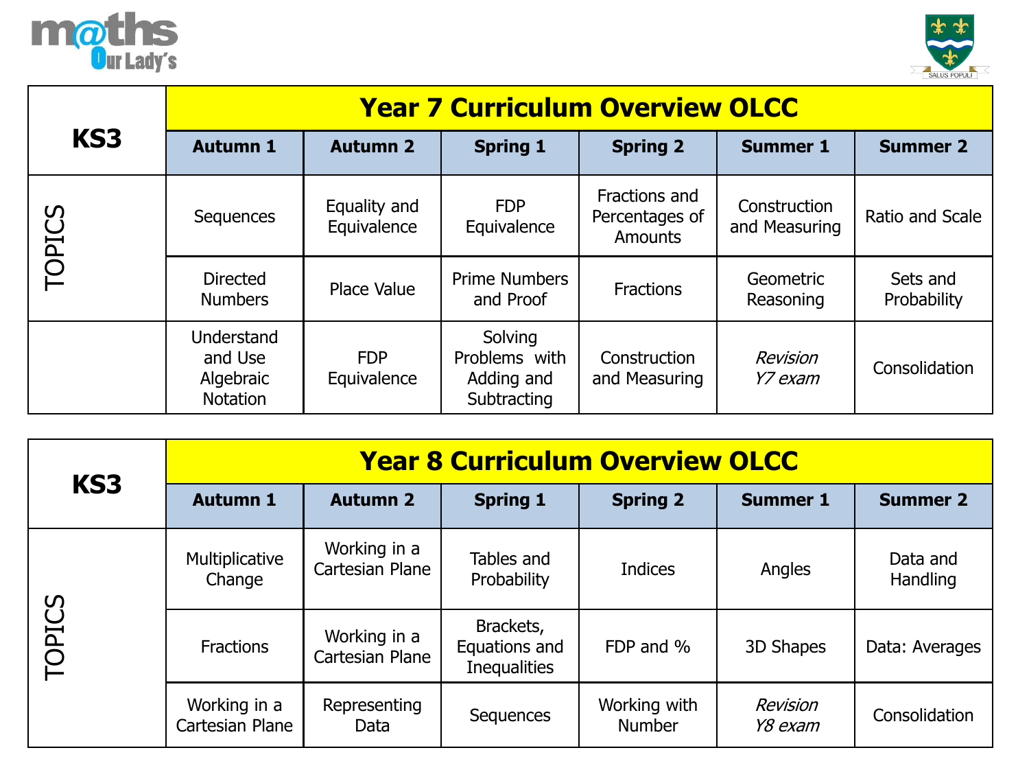| KS3 | Year 7 Curriculum Overview OLCC | | | | | |
|---|---|---|---|---|---|---|
| | **Autumn 1** | **Autumn 2** | **Spring 1** | **Spring 2** | **Summer 1** | **Summer 2** |
| TOPICS | Sequences | Equality and Equivalence | FDP Equivalence | Fractions and Percentages of Amounts | Construction and Measuring | Ratio and Scale |
| | Directed Numbers | Place Value | Prime Numbers and Proof | Fractions | Geometric Reasoning | Sets and Probability |
| | Understand and Use Algebraic Notation | FDP Equivalence | Solving Problems with Adding and Subtracting | Construction and Measuring | *Revision Y7 exam* | Consolidation |

| KS3 | Year 8 Curriculum Overview OLCC | | | | | |
|---|---|---|---|---|---|---|
| | **Autumn 1** | **Autumn 2** | **Spring 1** | **Spring 2** | **Summer 1** | **Summer 2** |
| TOPICS | Multiplicative Change | Working in a Cartesian Plane | Tables and Probability | Indices | Angles | Data and Handling |
| | Fractions | Working in a Cartesian Plane | Brackets, Equations and Inequalities | FDP and % | 3D Shapes | Data: Averages |
| | Working in a Cartesian Plane | Representing Data | Sequences | Working with Number | *Revision Y8 exam* | Consolidation |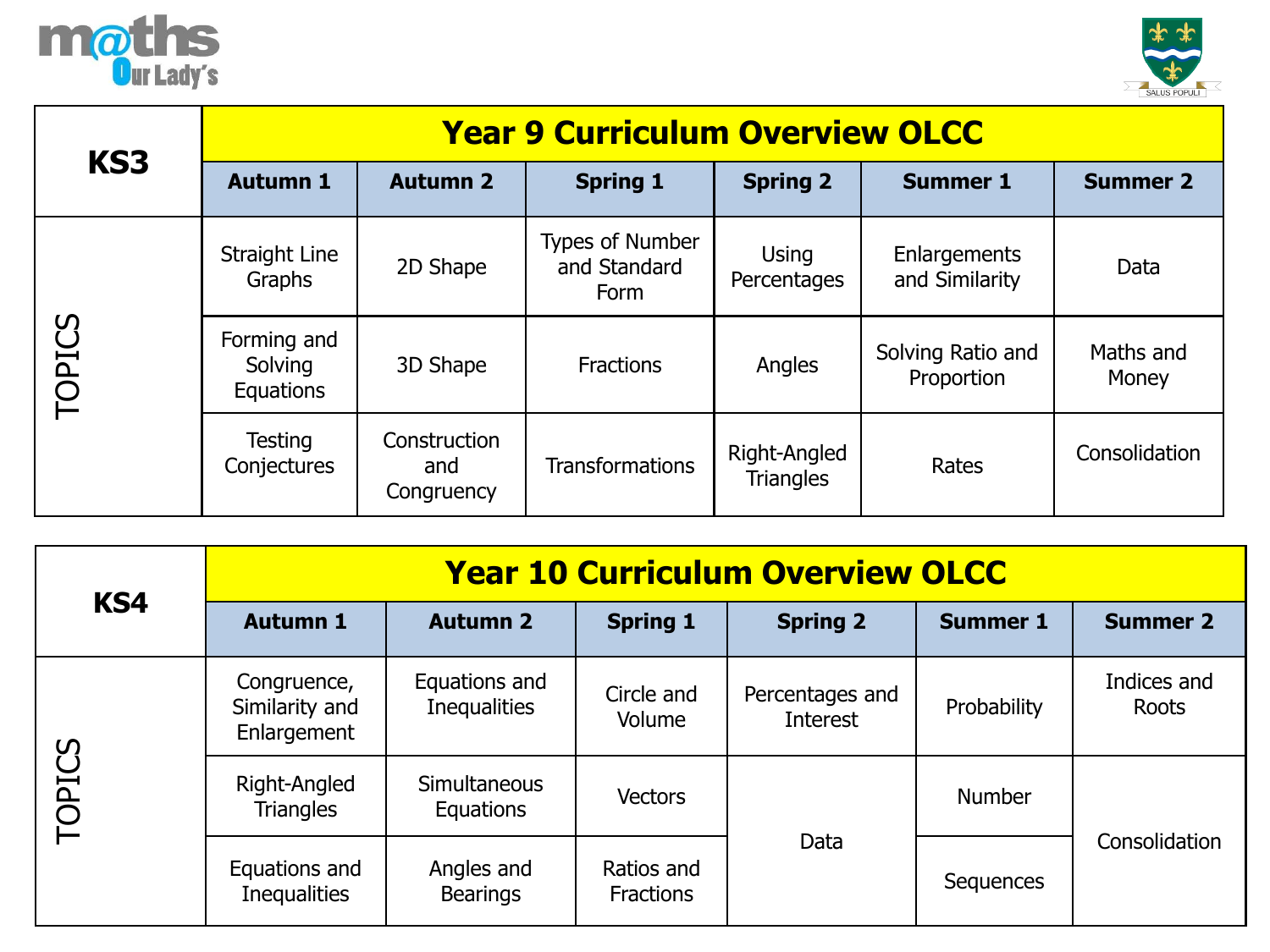m@ths Our Lady's

SALUS POPULI

## Year 9 Curriculum Overview OLCC

| KS3 | Autumn 1 | Autumn 2 | Spring 1 | Spring 2 | Summer 1 | Summer 2 |
|---|---|---|---|---|---|---|
| TOPICS | Straight Line Graphs | 2D Shape | Types of Number and Standard Form | Using Percentages | Enlargements and Similarity | Data |
| | Forming and Solving Equations | 3D Shape | Fractions | Angles | Solving Ratio and Proportion | Maths and Money |
| | Testing Conjectures | Construction and Congruency | Transformations | Right-Angled Triangles | Rates | Consolidation |

## Year 10 Curriculum Overview OLCC

| KS4 | Autumn 1 | Autumn 2 | Spring 1 | Spring 2 | Summer 1 | Summer 2 |
|---|---|---|---|---|---|---|
| TOPICS | Congruence, Similarity and Enlargement | Equations and Inequalities | Circle and Volume | Percentages and Interest | Probability | Indices and Roots |
| | Right-Angled Triangles | Simultaneous Equations | Vectors | Data | Number | Consolidation |
| | Equations and Inequalities | Angles and Bearings | Ratios and Fractions | | Sequences | |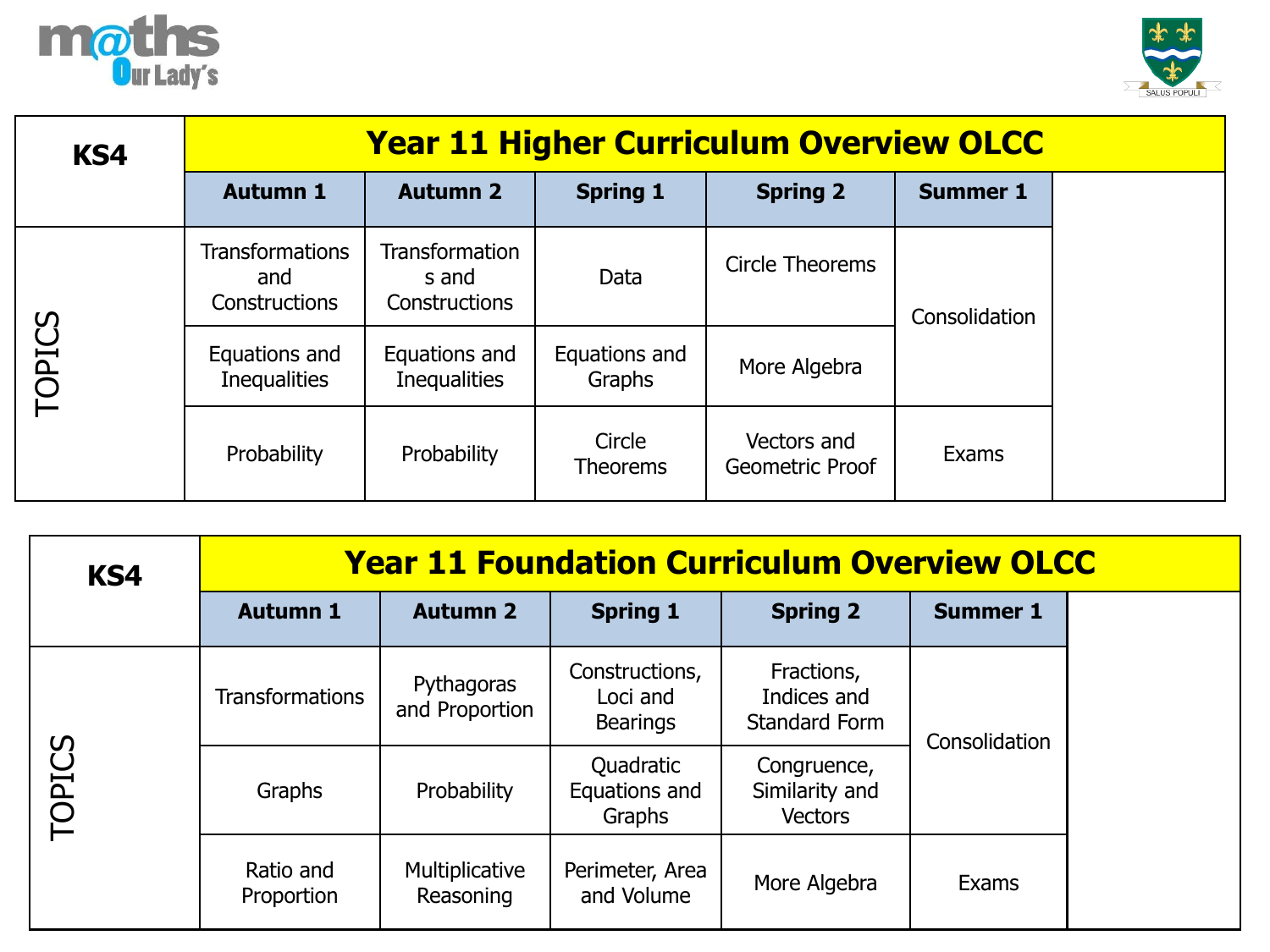## Year 11 Higher Curriculum Overview OLCC

| KS4 | Autumn 1 | Autumn 2 | Spring 1 | Spring 2 | Summer 1 |
|---|---|---|---|---|---|
| TOPICS | Transformations and Constructions | Transformations and Constructions | Data | Circle Theorems | Consolidation |
| | Equations and Inequalities | Equations and Inequalities | Equations and Graphs | More Algebra | |
| | Probability | Probability | Circle Theorems | Vectors and Geometric Proof | Exams |

## Year 11 Foundation Curriculum Overview OLCC

| KS4 | Autumn 1 | Autumn 2 | Spring 1 | Spring 2 | Summer 1 |
|---|---|---|---|---|---|
| TOPICS | Transformations | Pythagoras and Proportion | Constructions, Loci and Bearings | Fractions, Indices and Standard Form | Consolidation |
| | Graphs | Probability | Quadratic Equations and Graphs | Congruence, Similarity and Vectors | |
| | Ratio and Proportion | Multiplicative Reasoning | Perimeter, Area and Volume | More Algebra | Exams |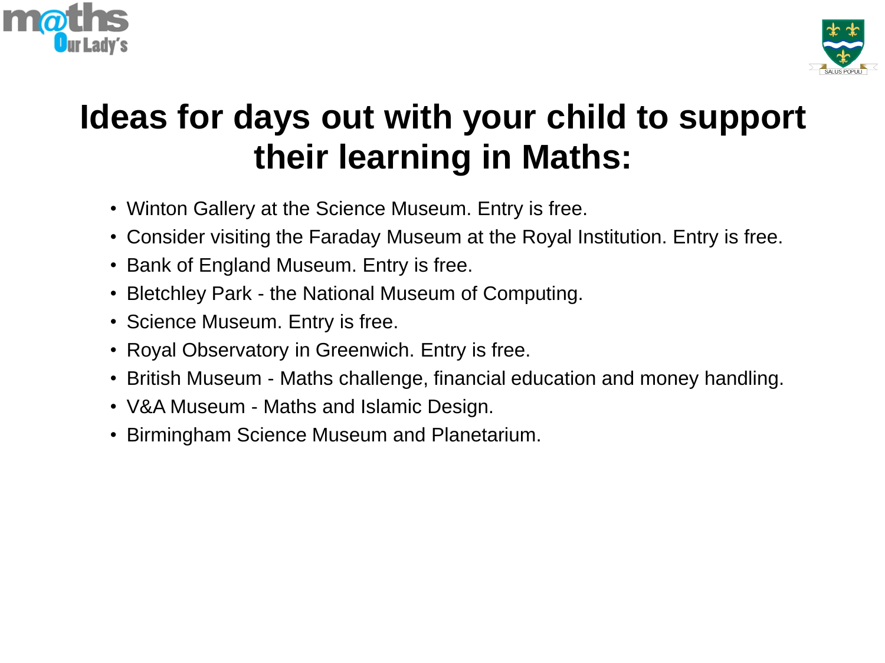# Ideas for days out with your child to support their learning in Maths:

- Winton Gallery at the Science Museum. Entry is free.
- Consider visiting the Faraday Museum at the Royal Institution. Entry is free.
- Bank of England Museum. Entry is free.
- Bletchley Park - the National Museum of Computing.
- Science Museum. Entry is free.
- Royal Observatory in Greenwich. Entry is free.
- British Museum - Maths challenge, financial education and money handling.
- V&A Museum - Maths and Islamic Design.
- Birmingham Science Museum and Planetarium.